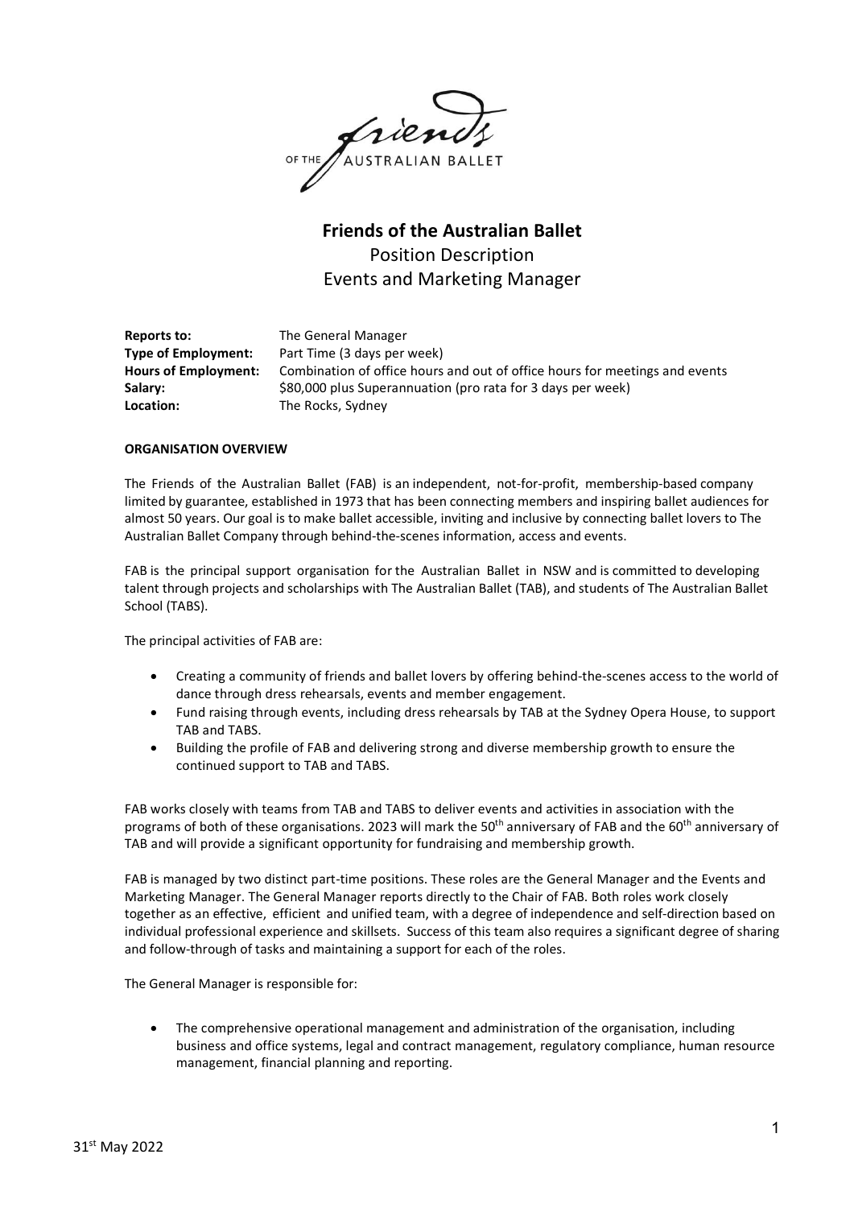# Friends of the Australian Ballet

Position Description

Events and Marketing Manager

**Reports to:** The General Manager
**Type of Employment:** Part Time (3 days per week)
**Hours of Employment:** Combination of office hours and out of office hours for meetings and events
**Salary:** \$80,000 plus Superannuation (pro rata for 3 days per week)
**Location:** The Rocks, Sydney

**ORGANISATION OVERVIEW**

The Friends of the Australian Ballet (FAB) is an independent, not-for-profit, membership-based company limited by guarantee, established in 1973 that has been connecting members and inspiring ballet audiences for almost 50 years. Our goal is to make ballet accessible, inviting and inclusive by connecting ballet lovers to The Australian Ballet Company through behind-the-scenes information, access and events.

FAB is the principal support organisation for the Australian Ballet in NSW and is committed to developing talent through projects and scholarships with The Australian Ballet (TAB), and students of The Australian Ballet School (TABS).

The principal activities of FAB are:

- Creating a community of friends and ballet lovers by offering behind-the-scenes access to the world of dance through dress rehearsals, events and member engagement.
- Fund raising through events, including dress rehearsals by TAB at the Sydney Opera House, to support TAB and TABS.
- Building the profile of FAB and delivering strong and diverse membership growth to ensure the continued support to TAB and TABS.

FAB works closely with teams from TAB and TABS to deliver events and activities in association with the programs of both of these organisations. 2023 will mark the 50th anniversary of FAB and the 60th anniversary of TAB and will provide a significant opportunity for fundraising and membership growth.

FAB is managed by two distinct part-time positions. These roles are the General Manager and the Events and Marketing Manager. The General Manager reports directly to the Chair of FAB. Both roles work closely together as an effective, efficient and unified team, with a degree of independence and self-direction based on individual professional experience and skillsets. Success of this team also requires a significant degree of sharing and follow-through of tasks and maintaining a support for each of the roles.

The General Manager is responsible for:

- The comprehensive operational management and administration of the organisation, including business and office systems, legal and contract management, regulatory compliance, human resource management, financial planning and reporting.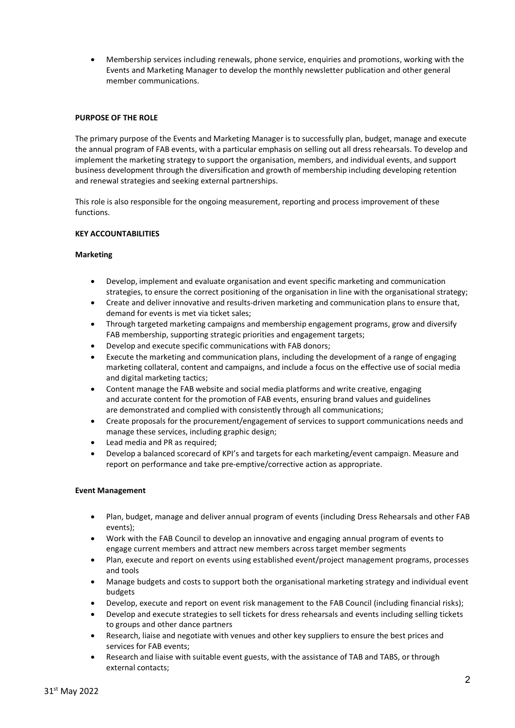- Membership services including renewals, phone service, enquiries and promotions, working with the Events and Marketing Manager to develop the monthly newsletter publication and other general member communications.

**PURPOSE OF THE ROLE**

The primary purpose of the Events and Marketing Manager is to successfully plan, budget, manage and execute the annual program of FAB events, with a particular emphasis on selling out all dress rehearsals. To develop and implement the marketing strategy to support the organisation, members, and individual events, and support business development through the diversification and growth of membership including developing retention and renewal strategies and seeking external partnerships.

This role is also responsible for the ongoing measurement, reporting and process improvement of these functions.

**KEY ACCOUNTABILITIES**

**Marketing**

- Develop, implement and evaluate organisation and event specific marketing and communication strategies, to ensure the correct positioning of the organisation in line with the organisational strategy;
- Create and deliver innovative and results-driven marketing and communication plans to ensure that, demand for events is met via ticket sales;
- Through targeted marketing campaigns and membership engagement programs, grow and diversify FAB membership, supporting strategic priorities and engagement targets;
- Develop and execute specific communications with FAB donors;
- Execute the marketing and communication plans, including the development of a range of engaging marketing collateral, content and campaigns, and include a focus on the effective use of social media and digital marketing tactics;
- Content manage the FAB website and social media platforms and write creative, engaging and accurate content for the promotion of FAB events, ensuring brand values and guidelines are demonstrated and complied with consistently through all communications;
- Create proposals for the procurement/engagement of services to support communications needs and manage these services, including graphic design;
- Lead media and PR as required;
- Develop a balanced scorecard of KPI's and targets for each marketing/event campaign. Measure and report on performance and take pre-emptive/corrective action as appropriate.

**Event Management**

- Plan, budget, manage and deliver annual program of events (including Dress Rehearsals and other FAB events);
- Work with the FAB Council to develop an innovative and engaging annual program of events to engage current members and attract new members across target member segments
- Plan, execute and report on events using established event/project management programs, processes and tools
- Manage budgets and costs to support both the organisational marketing strategy and individual event budgets
- Develop, execute and report on event risk management to the FAB Council (including financial risks);
- Develop and execute strategies to sell tickets for dress rehearsals and events including selling tickets to groups and other dance partners
- Research, liaise and negotiate with venues and other key suppliers to ensure the best prices and services for FAB events;
- Research and liaise with suitable event guests, with the assistance of TAB and TABS, or through external contacts;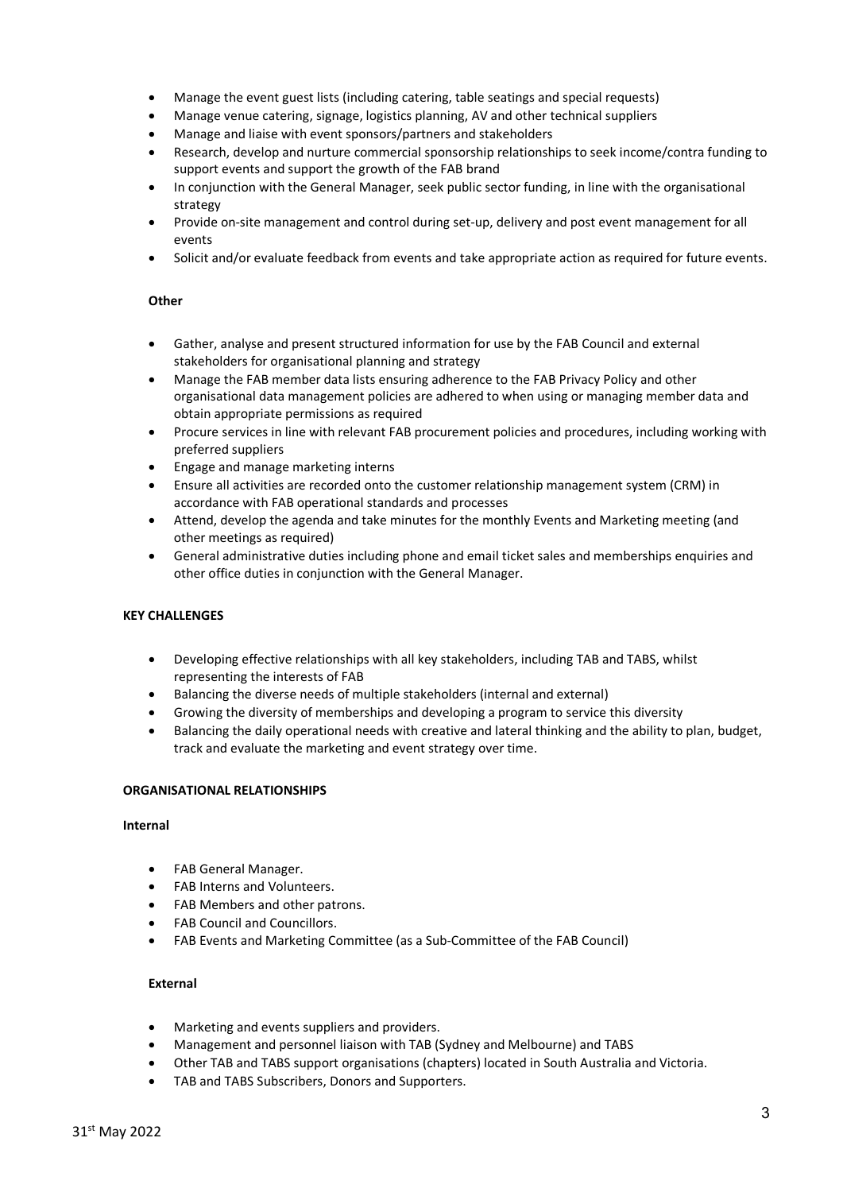- Manage the event guest lists (including catering, table seatings and special requests)
- Manage venue catering, signage, logistics planning, AV and other technical suppliers
- Manage and liaise with event sponsors/partners and stakeholders
- Research, develop and nurture commercial sponsorship relationships to seek income/contra funding to support events and support the growth of the FAB brand
- In conjunction with the General Manager, seek public sector funding, in line with the organisational strategy
- Provide on-site management and control during set-up, delivery and post event management for all events
- Solicit and/or evaluate feedback from events and take appropriate action as required for future events.

**Other**

- Gather, analyse and present structured information for use by the FAB Council and external stakeholders for organisational planning and strategy
- Manage the FAB member data lists ensuring adherence to the FAB Privacy Policy and other organisational data management policies are adhered to when using or managing member data and obtain appropriate permissions as required
- Procure services in line with relevant FAB procurement policies and procedures, including working with preferred suppliers
- Engage and manage marketing interns
- Ensure all activities are recorded onto the customer relationship management system (CRM) in accordance with FAB operational standards and processes
- Attend, develop the agenda and take minutes for the monthly Events and Marketing meeting (and other meetings as required)
- General administrative duties including phone and email ticket sales and memberships enquiries and other office duties in conjunction with the General Manager.

**KEY CHALLENGES**

- Developing effective relationships with all key stakeholders, including TAB and TABS, whilst representing the interests of FAB
- Balancing the diverse needs of multiple stakeholders (internal and external)
- Growing the diversity of memberships and developing a program to service this diversity
- Balancing the daily operational needs with creative and lateral thinking and the ability to plan, budget, track and evaluate the marketing and event strategy over time.

**ORGANISATIONAL RELATIONSHIPS**

**Internal**

- FAB General Manager.
- FAB Interns and Volunteers.
- FAB Members and other patrons.
- FAB Council and Councillors.
- FAB Events and Marketing Committee (as a Sub-Committee of the FAB Council)

**External**

- Marketing and events suppliers and providers.
- Management and personnel liaison with TAB (Sydney and Melbourne) and TABS
- Other TAB and TABS support organisations (chapters) located in South Australia and Victoria.
- TAB and TABS Subscribers, Donors and Supporters.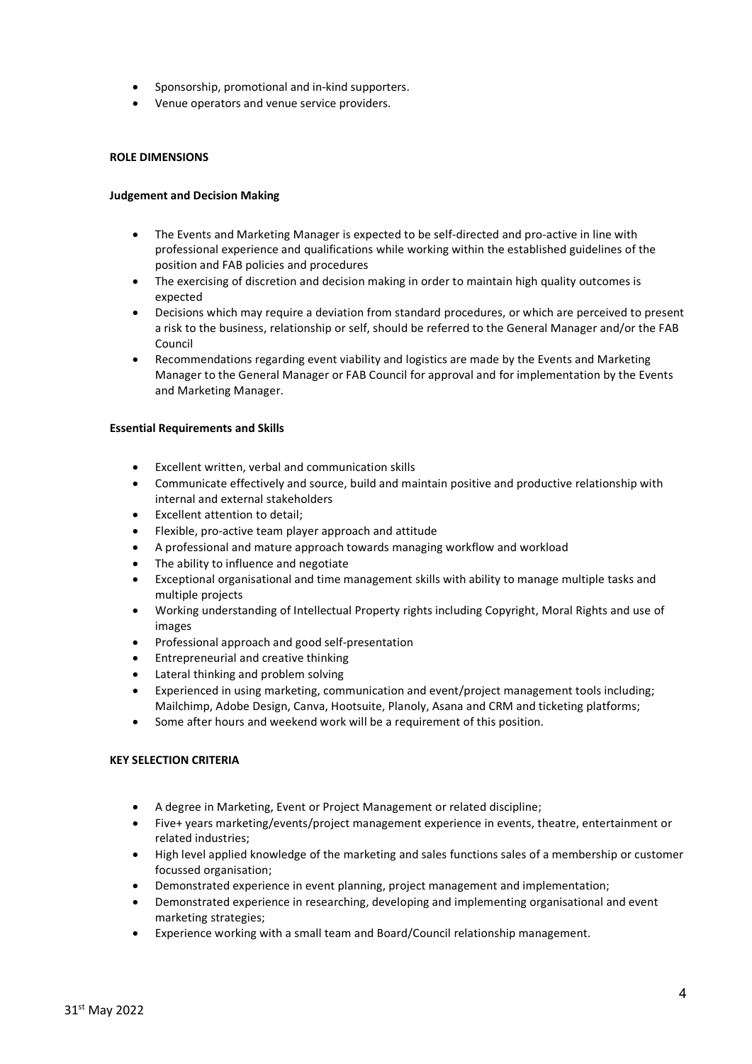- Sponsorship, promotional and in-kind supporters.
- Venue operators and venue service providers.

## ROLE DIMENSIONS

### Judgement and Decision Making

- The Events and Marketing Manager is expected to be self-directed and pro-active in line with professional experience and qualifications while working within the established guidelines of the position and FAB policies and procedures
- The exercising of discretion and decision making in order to maintain high quality outcomes is expected
- Decisions which may require a deviation from standard procedures, or which are perceived to present a risk to the business, relationship or self, should be referred to the General Manager and/or the FAB Council
- Recommendations regarding event viability and logistics are made by the Events and Marketing Manager to the General Manager or FAB Council for approval and for implementation by the Events and Marketing Manager.

### Essential Requirements and Skills

- Excellent written, verbal and communication skills
- Communicate effectively and source, build and maintain positive and productive relationship with internal and external stakeholders
- Excellent attention to detail;
- Flexible, pro-active team player approach and attitude
- A professional and mature approach towards managing workflow and workload
- The ability to influence and negotiate
- Exceptional organisational and time management skills with ability to manage multiple tasks and multiple projects
- Working understanding of Intellectual Property rights including Copyright, Moral Rights and use of images
- Professional approach and good self-presentation
- Entrepreneurial and creative thinking
- Lateral thinking and problem solving
- Experienced in using marketing, communication and event/project management tools including; Mailchimp, Adobe Design, Canva, Hootsuite, Planoly, Asana and CRM and ticketing platforms;
- Some after hours and weekend work will be a requirement of this position.

## KEY SELECTION CRITERIA

- A degree in Marketing, Event or Project Management or related discipline;
- Five+ years marketing/events/project management experience in events, theatre, entertainment or related industries;
- High level applied knowledge of the marketing and sales functions sales of a membership or customer focussed organisation;
- Demonstrated experience in event planning, project management and implementation;
- Demonstrated experience in researching, developing and implementing organisational and event marketing strategies;
- Experience working with a small team and Board/Council relationship management.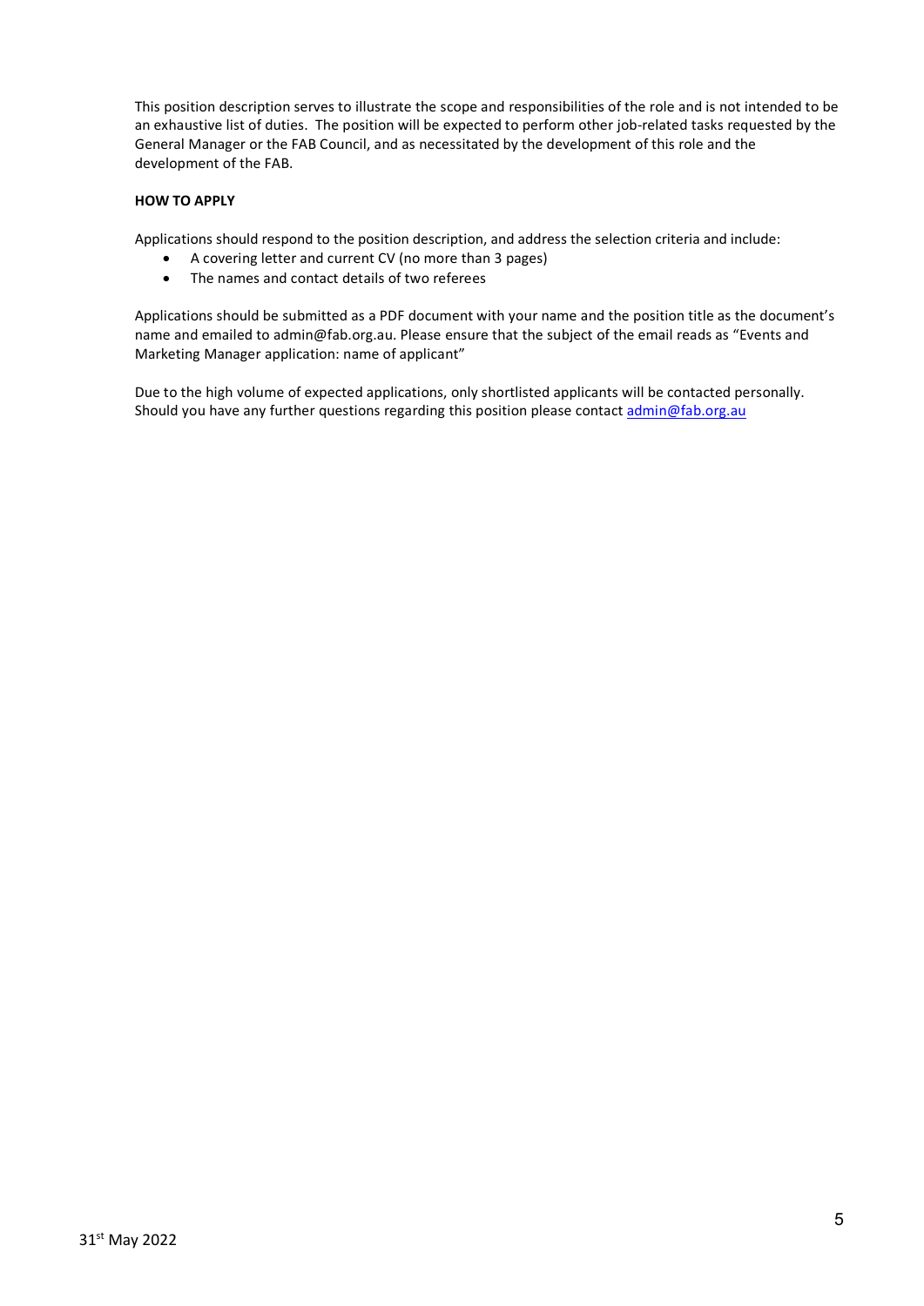This position description serves to illustrate the scope and responsibilities of the role and is not intended to be an exhaustive list of duties. The position will be expected to perform other job-related tasks requested by the General Manager or the FAB Council, and as necessitated by the development of this role and the development of the FAB.

**HOW TO APPLY**

Applications should respond to the position description, and address the selection criteria and include:

- A covering letter and current CV (no more than 3 pages)
- The names and contact details of two referees

Applications should be submitted as a PDF document with your name and the position title as the document's name and emailed to admin@fab.org.au. Please ensure that the subject of the email reads as "Events and Marketing Manager application: name of applicant"

Due to the high volume of expected applications, only shortlisted applicants will be contacted personally. Should you have any further questions regarding this position please contact admin@fab.org.au

31st May 2022